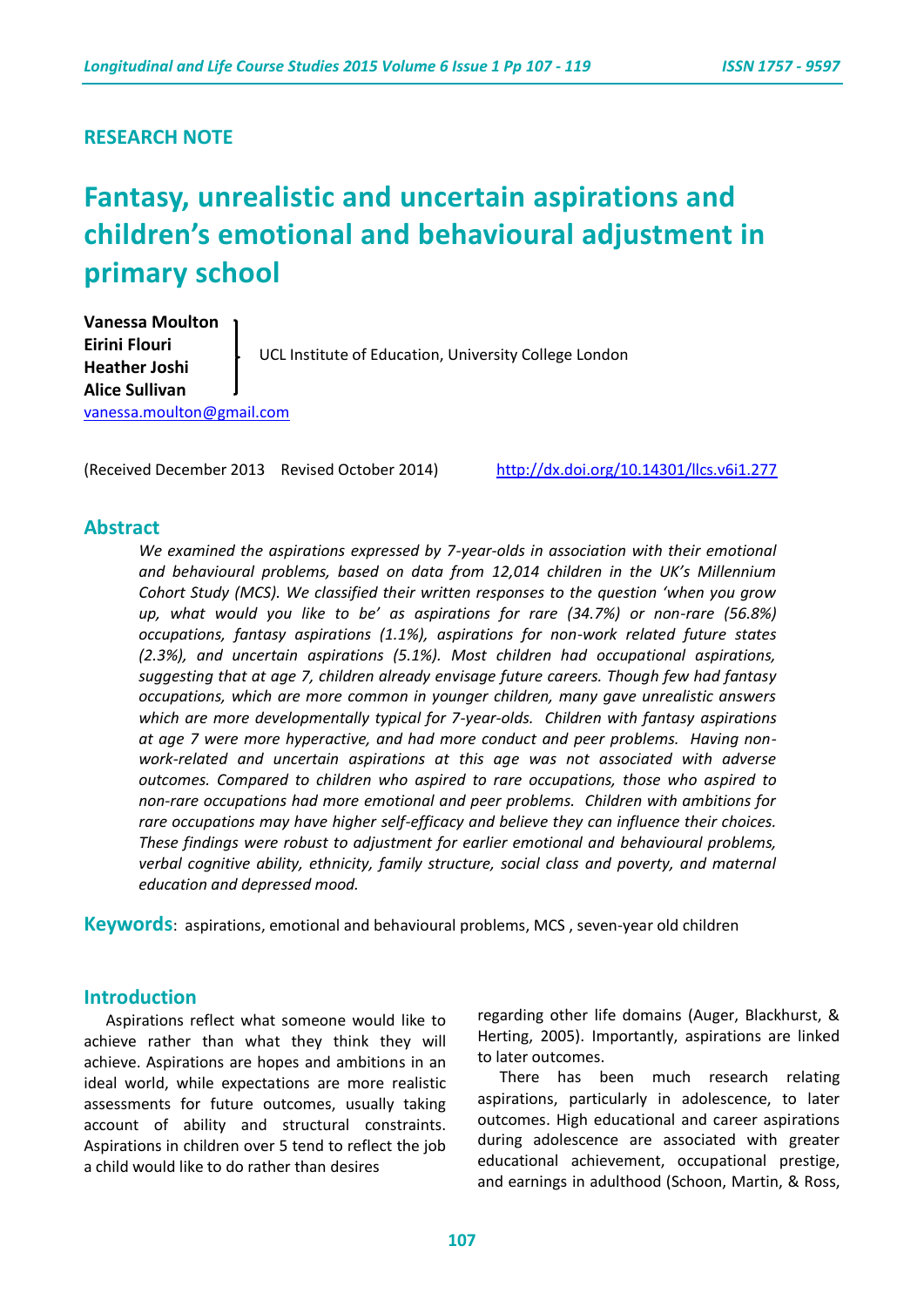RESEARCH NOTE

# Fantasy, unrealistic and uncertain aspirations and children's emotional and behavioural adjustment in primary school

**Vanessa Moulton**
**Eirini Flouri**
**Heather Joshi**
**Alice Sullivan**

UCL Institute of Education, University College London

vanessa.moulton@gmail.com

(Received December 2013 Revised October 2014) http://dx.doi.org/10.14301/llcs.v6i1.277

## Abstract

*We examined the aspirations expressed by 7-year-olds in association with their emotional and behavioural problems, based on data from 12,014 children in the UK's Millennium Cohort Study (MCS). We classified their written responses to the question 'when you grow up, what would you like to be' as aspirations for rare (34.7%) or non-rare (56.8%) occupations, fantasy aspirations (1.1%), aspirations for non-work related future states (2.3%), and uncertain aspirations (5.1%). Most children had occupational aspirations, suggesting that at age 7, children already envisage future careers. Though few had fantasy occupations, which are more common in younger children, many gave unrealistic answers which are more developmentally typical for 7-year-olds. Children with fantasy aspirations at age 7 were more hyperactive, and had more conduct and peer problems. Having non-work-related and uncertain aspirations at this age was not associated with adverse outcomes. Compared to children who aspired to rare occupations, those who aspired to non-rare occupations had more emotional and peer problems. Children with ambitions for rare occupations may have higher self-efficacy and believe they can influence their choices. These findings were robust to adjustment for earlier emotional and behavioural problems, verbal cognitive ability, ethnicity, family structure, social class and poverty, and maternal education and depressed mood.*

**Keywords**: aspirations, emotional and behavioural problems, MCS , seven-year old children

## Introduction

Aspirations reflect what someone would like to achieve rather than what they think they will achieve. Aspirations are hopes and ambitions in an ideal world, while expectations are more realistic assessments for future outcomes, usually taking account of ability and structural constraints. Aspirations in children over 5 tend to reflect the job a child would like to do rather than desires regarding other life domains (Auger, Blackhurst, & Herting, 2005). Importantly, aspirations are linked to later outcomes.

There has been much research relating aspirations, particularly in adolescence, to later outcomes. High educational and career aspirations during adolescence are associated with greater educational achievement, occupational prestige, and earnings in adulthood (Schoon, Martin, & Ross,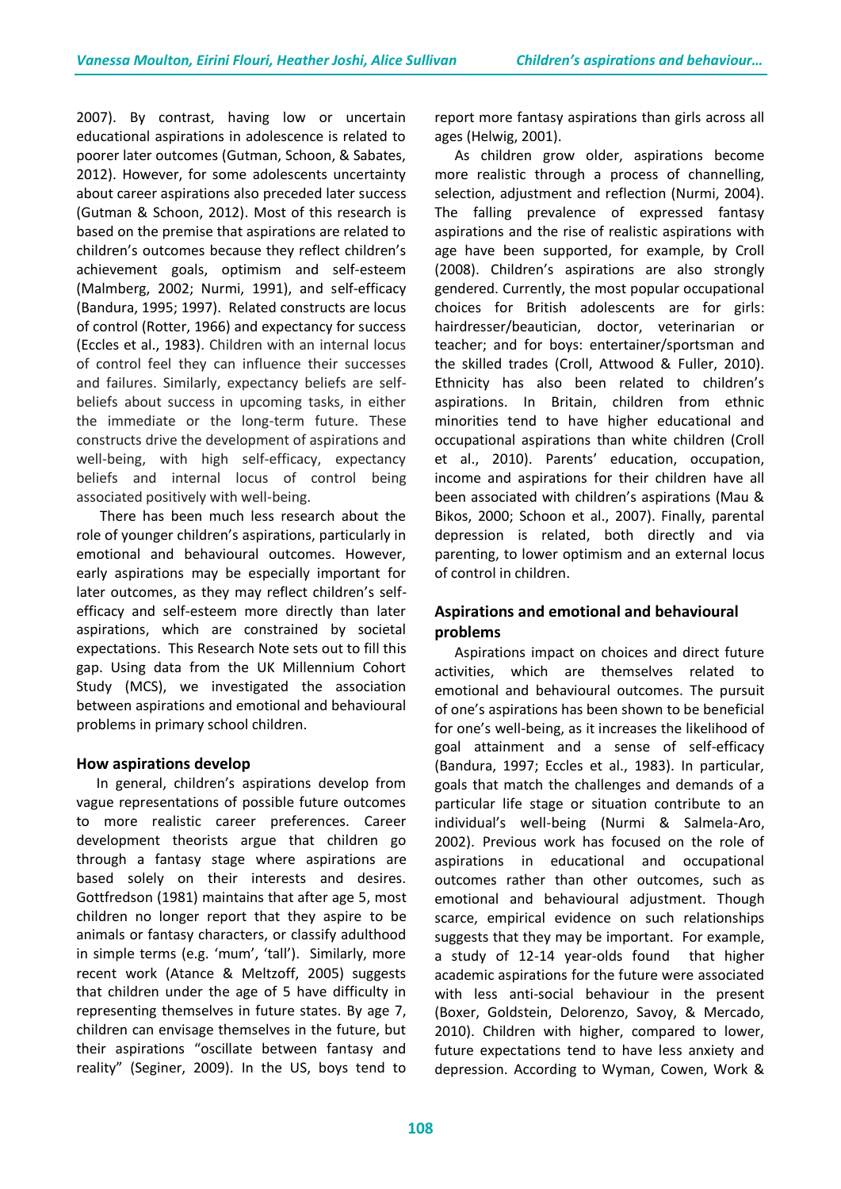2007). By contrast, having low or uncertain educational aspirations in adolescence is related to poorer later outcomes (Gutman, Schoon, & Sabates, 2012). However, for some adolescents uncertainty about career aspirations also preceded later success (Gutman & Schoon, 2012). Most of this research is based on the premise that aspirations are related to children's outcomes because they reflect children's achievement goals, optimism and self-esteem (Malmberg, 2002; Nurmi, 1991), and self-efficacy (Bandura, 1995; 1997). Related constructs are locus of control (Rotter, 1966) and expectancy for success (Eccles et al., 1983). Children with an internal locus of control feel they can influence their successes and failures. Similarly, expectancy beliefs are self-beliefs about success in upcoming tasks, in either the immediate or the long-term future. These constructs drive the development of aspirations and well-being, with high self-efficacy, expectancy beliefs and internal locus of control being associated positively with well-being.

There has been much less research about the role of younger children's aspirations, particularly in emotional and behavioural outcomes. However, early aspirations may be especially important for later outcomes, as they may reflect children's self-efficacy and self-esteem more directly than later aspirations, which are constrained by societal expectations. This Research Note sets out to fill this gap. Using data from the UK Millennium Cohort Study (MCS), we investigated the association between aspirations and emotional and behavioural problems in primary school children.

## How aspirations develop

In general, children's aspirations develop from vague representations of possible future outcomes to more realistic career preferences. Career development theorists argue that children go through a fantasy stage where aspirations are based solely on their interests and desires. Gottfredson (1981) maintains that after age 5, most children no longer report that they aspire to be animals or fantasy characters, or classify adulthood in simple terms (e.g. 'mum', 'tall'). Similarly, more recent work (Atance & Meltzoff, 2005) suggests that children under the age of 5 have difficulty in representing themselves in future states. By age 7, children can envisage themselves in the future, but their aspirations "oscillate between fantasy and reality" (Seginer, 2009). In the US, boys tend to report more fantasy aspirations than girls across all ages (Helwig, 2001).

As children grow older, aspirations become more realistic through a process of channelling, selection, adjustment and reflection (Nurmi, 2004). The falling prevalence of expressed fantasy aspirations and the rise of realistic aspirations with age have been supported, for example, by Croll (2008). Children's aspirations are also strongly gendered. Currently, the most popular occupational choices for British adolescents are for girls: hairdresser/beautician, doctor, veterinarian or teacher; and for boys: entertainer/sportsman and the skilled trades (Croll, Attwood & Fuller, 2010). Ethnicity has also been related to children's aspirations. In Britain, children from ethnic minorities tend to have higher educational and occupational aspirations than white children (Croll et al., 2010). Parents' education, occupation, income and aspirations for their children have all been associated with children's aspirations (Mau & Bikos, 2000; Schoon et al., 2007). Finally, parental depression is related, both directly and via parenting, to lower optimism and an external locus of control in children.

## Aspirations and emotional and behavioural problems

Aspirations impact on choices and direct future activities, which are themselves related to emotional and behavioural outcomes. The pursuit of one's aspirations has been shown to be beneficial for one's well-being, as it increases the likelihood of goal attainment and a sense of self-efficacy (Bandura, 1997; Eccles et al., 1983). In particular, goals that match the challenges and demands of a particular life stage or situation contribute to an individual's well-being (Nurmi & Salmela-Aro, 2002). Previous work has focused on the role of aspirations in educational and occupational outcomes rather than other outcomes, such as emotional and behavioural adjustment. Though scarce, empirical evidence on such relationships suggests that they may be important. For example, a study of 12-14 year-olds found that higher academic aspirations for the future were associated with less anti-social behaviour in the present (Boxer, Goldstein, Delorenzo, Savoy, & Mercado, 2010). Children with higher, compared to lower, future expectations tend to have less anxiety and depression. According to Wyman, Cowen, Work &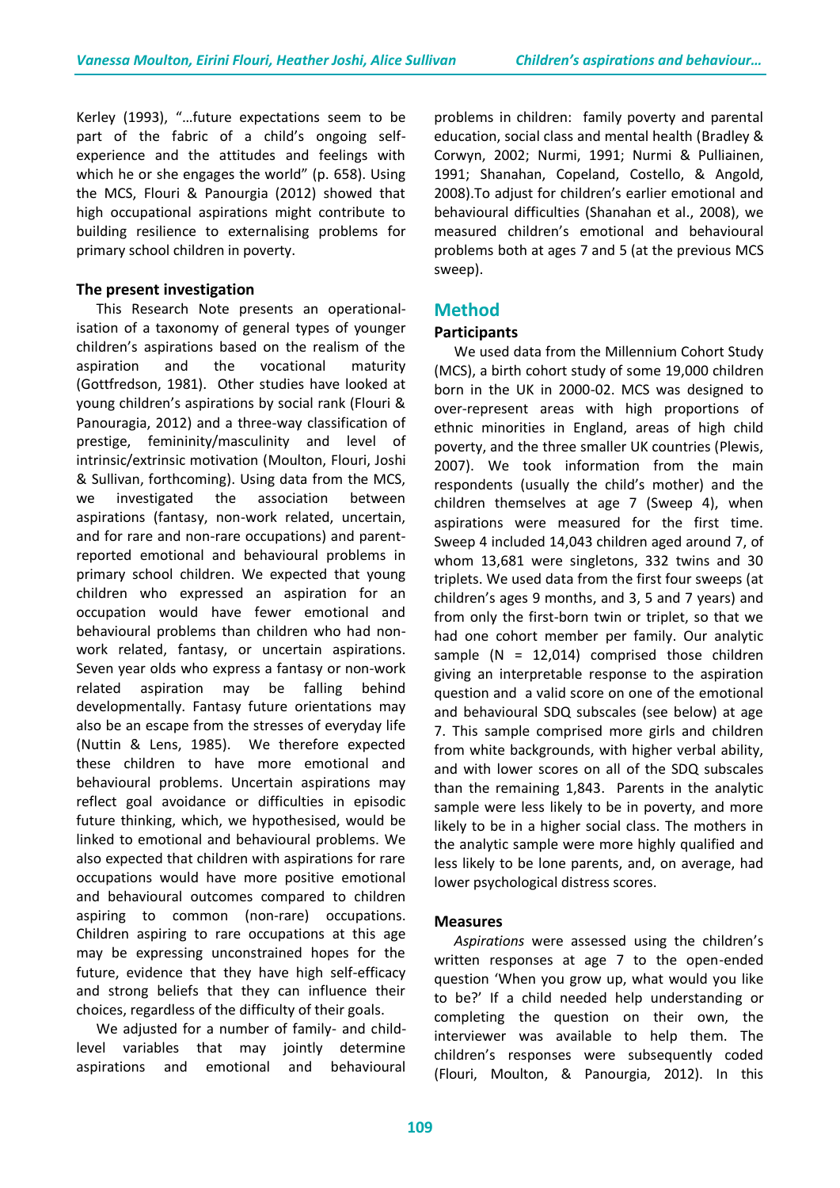Kerley (1993), "…future expectations seem to be part of the fabric of a child's ongoing self-experience and the attitudes and feelings with which he or she engages the world" (p. 658). Using the MCS, Flouri & Panourgia (2012) showed that high occupational aspirations might contribute to building resilience to externalising problems for primary school children in poverty.

### The present investigation

This Research Note presents an operationalisation of a taxonomy of general types of younger children's aspirations based on the realism of the aspiration and the vocational maturity (Gottfredson, 1981). Other studies have looked at young children's aspirations by social rank (Flouri & Panouragia, 2012) and a three-way classification of prestige, femininity/masculinity and level of intrinsic/extrinsic motivation (Moulton, Flouri, Joshi & Sullivan, forthcoming). Using data from the MCS, we investigated the association between aspirations (fantasy, non-work related, uncertain, and for rare and non-rare occupations) and parent-reported emotional and behavioural problems in primary school children. We expected that young children who expressed an aspiration for an occupation would have fewer emotional and behavioural problems than children who had non-work related, fantasy, or uncertain aspirations. Seven year olds who express a fantasy or non-work related aspiration may be falling behind developmentally. Fantasy future orientations may also be an escape from the stresses of everyday life (Nuttin & Lens, 1985). We therefore expected these children to have more emotional and behavioural problems. Uncertain aspirations may reflect goal avoidance or difficulties in episodic future thinking, which, we hypothesised, would be linked to emotional and behavioural problems. We also expected that children with aspirations for rare occupations would have more positive emotional and behavioural outcomes compared to children aspiring to common (non-rare) occupations. Children aspiring to rare occupations at this age may be expressing unconstrained hopes for the future, evidence that they have high self-efficacy and strong beliefs that they can influence their choices, regardless of the difficulty of their goals.

We adjusted for a number of family- and child-level variables that may jointly determine aspirations and emotional and behavioural problems in children: family poverty and parental education, social class and mental health (Bradley & Corwyn, 2002; Nurmi, 1991; Nurmi & Pulliainen, 1991; Shanahan, Copeland, Costello, & Angold, 2008).To adjust for children's earlier emotional and behavioural difficulties (Shanahan et al., 2008), we measured children's emotional and behavioural problems both at ages 7 and 5 (at the previous MCS sweep).

## Method

### Participants

We used data from the Millennium Cohort Study (MCS), a birth cohort study of some 19,000 children born in the UK in 2000-02. MCS was designed to over-represent areas with high proportions of ethnic minorities in England, areas of high child poverty, and the three smaller UK countries (Plewis, 2007). We took information from the main respondents (usually the child's mother) and the children themselves at age 7 (Sweep 4), when aspirations were measured for the first time. Sweep 4 included 14,043 children aged around 7, of whom 13,681 were singletons, 332 twins and 30 triplets. We used data from the first four sweeps (at children's ages 9 months, and 3, 5 and 7 years) and from only the first-born twin or triplet, so that we had one cohort member per family. Our analytic sample (N = 12,014) comprised those children giving an interpretable response to the aspiration question and a valid score on one of the emotional and behavioural SDQ subscales (see below) at age 7. This sample comprised more girls and children from white backgrounds, with higher verbal ability, and with lower scores on all of the SDQ subscales than the remaining 1,843. Parents in the analytic sample were less likely to be in poverty, and more likely to be in a higher social class. The mothers in the analytic sample were more highly qualified and less likely to be lone parents, and, on average, had lower psychological distress scores.

### Measures

*Aspirations* were assessed using the children's written responses at age 7 to the open-ended question 'When you grow up, what would you like to be?' If a child needed help understanding or completing the question on their own, the interviewer was available to help them. The children's responses were subsequently coded (Flouri, Moulton, & Panourgia, 2012). In this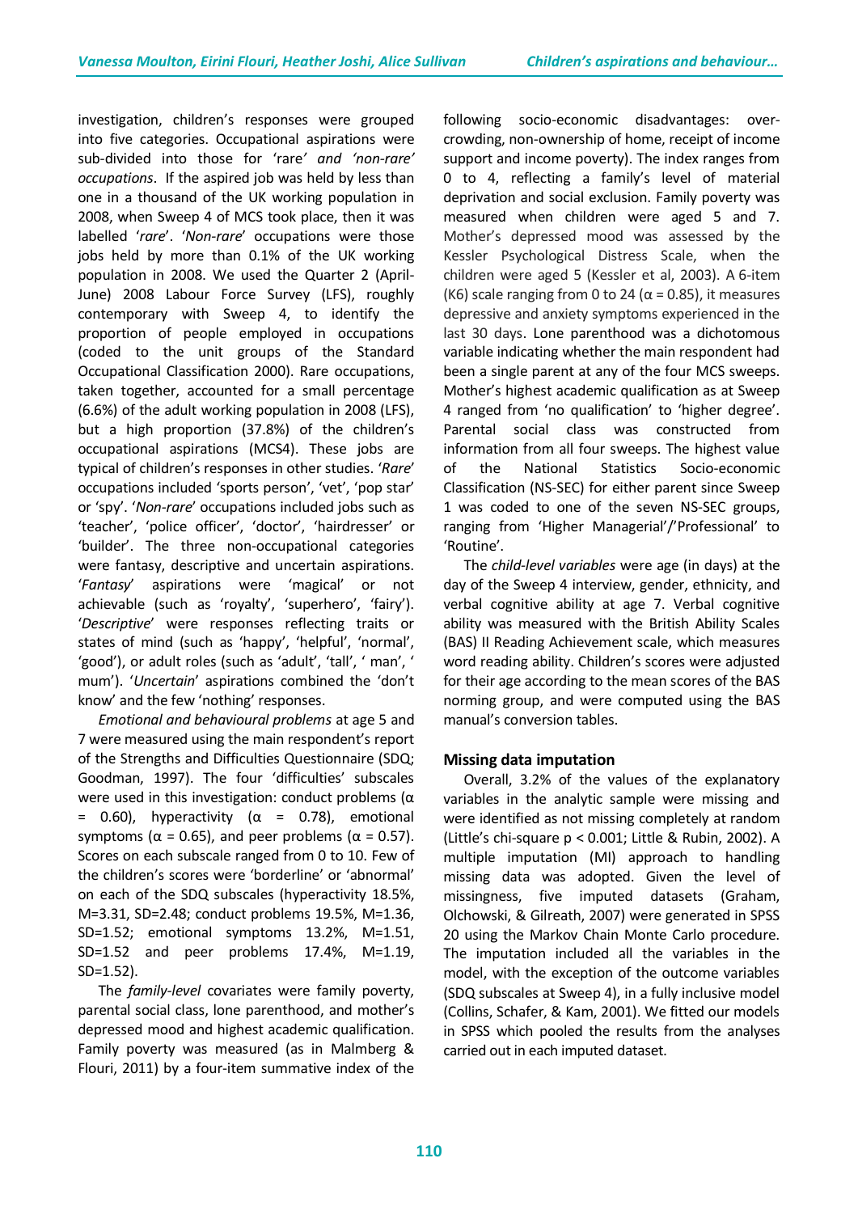investigation, children's responses were grouped into five categories. Occupational aspirations were sub-divided into those for '*rare' and 'non-rare' occupations*. If the aspired job was held by less than one in a thousand of the UK working population in 2008, when Sweep 4 of MCS took place, then it was labelled '*rare*'. '*Non-rare*' occupations were those jobs held by more than 0.1% of the UK working population in 2008. We used the Quarter 2 (April-June) 2008 Labour Force Survey (LFS), roughly contemporary with Sweep 4, to identify the proportion of people employed in occupations (coded to the unit groups of the Standard Occupational Classification 2000). Rare occupations, taken together, accounted for a small percentage (6.6%) of the adult working population in 2008 (LFS), but a high proportion (37.8%) of the children's occupational aspirations (MCS4). These jobs are typical of children's responses in other studies. '*Rare*' occupations included 'sports person', 'vet', 'pop star' or 'spy'. '*Non-rare*' occupations included jobs such as 'teacher', 'police officer', 'doctor', 'hairdresser' or 'builder'. The three non-occupational categories were fantasy, descriptive and uncertain aspirations. '*Fantasy*' aspirations were 'magical' or not achievable (such as 'royalty', 'superhero', 'fairy'). '*Descriptive*' were responses reflecting traits or states of mind (such as 'happy', 'helpful', 'normal', 'good'), or adult roles (such as 'adult', 'tall', ' man', ' mum'). '*Uncertain*' aspirations combined the 'don't know' and the few 'nothing' responses.

*Emotional and behavioural problems* at age 5 and 7 were measured using the main respondent's report of the Strengths and Difficulties Questionnaire (SDQ; Goodman, 1997). The four 'difficulties' subscales were used in this investigation: conduct problems ($\alpha$ = 0.60), hyperactivity ($\alpha$ = 0.78), emotional symptoms ($\alpha$ = 0.65), and peer problems ($\alpha$ = 0.57). Scores on each subscale ranged from 0 to 10. Few of the children's scores were 'borderline' or 'abnormal' on each of the SDQ subscales (hyperactivity 18.5%, M=3.31, SD=2.48; conduct problems 19.5%, M=1.36, SD=1.52; emotional symptoms 13.2%, M=1.51, SD=1.52 and peer problems 17.4%, M=1.19, SD=1.52).

The *family-level* covariates were family poverty, parental social class, lone parenthood, and mother's depressed mood and highest academic qualification. Family poverty was measured (as in Malmberg & Flouri, 2011) by a four-item summative index of the following socio-economic disadvantages: over-crowding, non-ownership of home, receipt of income support and income poverty). The index ranges from 0 to 4, reflecting a family's level of material deprivation and social exclusion. Family poverty was measured when children were aged 5 and 7. Mother's depressed mood was assessed by the Kessler Psychological Distress Scale, when the children were aged 5 (Kessler et al, 2003). A 6-item (K6) scale ranging from 0 to 24 ($\alpha$ = 0.85), it measures depressive and anxiety symptoms experienced in the last 30 days. Lone parenthood was a dichotomous variable indicating whether the main respondent had been a single parent at any of the four MCS sweeps. Mother's highest academic qualification as at Sweep 4 ranged from 'no qualification' to 'higher degree'. Parental social class was constructed from information from all four sweeps. The highest value of the National Statistics Socio-economic Classification (NS-SEC) for either parent since Sweep 1 was coded to one of the seven NS-SEC groups, ranging from 'Higher Managerial'/'Professional' to 'Routine'.

The *child-level variables* were age (in days) at the day of the Sweep 4 interview, gender, ethnicity, and verbal cognitive ability at age 7. Verbal cognitive ability was measured with the British Ability Scales (BAS) II Reading Achievement scale, which measures word reading ability. Children's scores were adjusted for their age according to the mean scores of the BAS norming group, and were computed using the BAS manual's conversion tables.

### Missing data imputation

Overall, 3.2% of the values of the explanatory variables in the analytic sample were missing and were identified as not missing completely at random (Little's chi-square $p < 0.001$; Little & Rubin, 2002). A multiple imputation (MI) approach to handling missing data was adopted. Given the level of missingness, five imputed datasets (Graham, Olchowski, & Gilreath, 2007) were generated in SPSS 20 using the Markov Chain Monte Carlo procedure. The imputation included all the variables in the model, with the exception of the outcome variables (SDQ subscales at Sweep 4), in a fully inclusive model (Collins, Schafer, & Kam, 2001). We fitted our models in SPSS which pooled the results from the analyses carried out in each imputed dataset.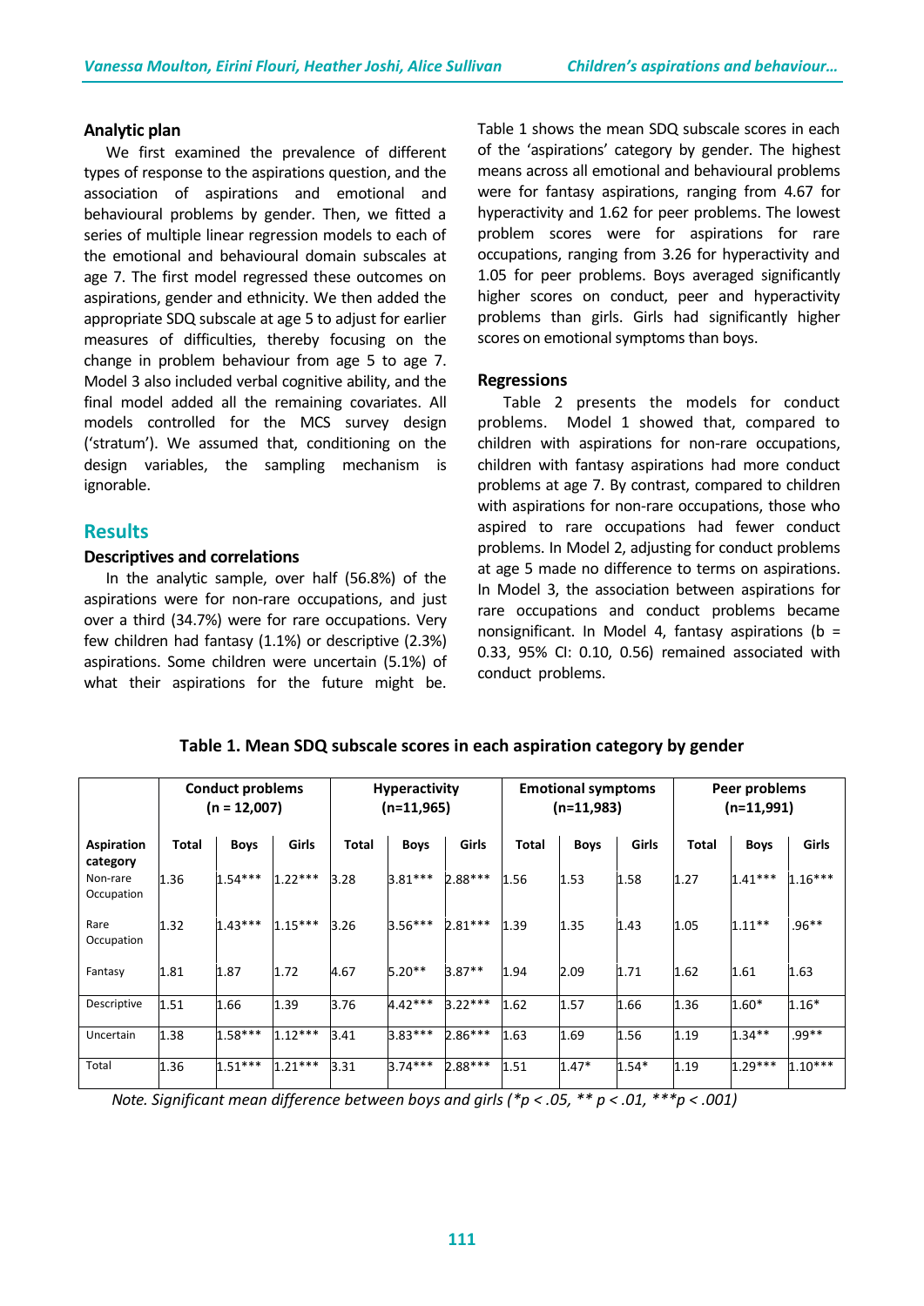### Analytic plan

We first examined the prevalence of different types of response to the aspirations question, and the association of aspirations and emotional and behavioural problems by gender. Then, we fitted a series of multiple linear regression models to each of the emotional and behavioural domain subscales at age 7. The first model regressed these outcomes on aspirations, gender and ethnicity. We then added the appropriate SDQ subscale at age 5 to adjust for earlier measures of difficulties, thereby focusing on the change in problem behaviour from age 5 to age 7. Model 3 also included verbal cognitive ability, and the final model added all the remaining covariates. All models controlled for the MCS survey design ('stratum'). We assumed that, conditioning on the design variables, the sampling mechanism is ignorable.

## Results

### Descriptives and correlations

In the analytic sample, over half (56.8%) of the aspirations were for non-rare occupations, and just over a third (34.7%) were for rare occupations. Very few children had fantasy (1.1%) or descriptive (2.3%) aspirations. Some children were uncertain (5.1%) of what their aspirations for the future might be. Table 1 shows the mean SDQ subscale scores in each of the 'aspirations' category by gender. The highest means across all emotional and behavioural problems were for fantasy aspirations, ranging from 4.67 for hyperactivity and 1.62 for peer problems. The lowest problem scores were for aspirations for rare occupations, ranging from 3.26 for hyperactivity and 1.05 for peer problems. Boys averaged significantly higher scores on conduct, peer and hyperactivity problems than girls. Girls had significantly higher scores on emotional symptoms than boys.

### Regressions

Table 2 presents the models for conduct problems. Model 1 showed that, compared to children with aspirations for non-rare occupations, children with fantasy aspirations had more conduct problems at age 7. By contrast, compared to children with aspirations for non-rare occupations, those who aspired to rare occupations had fewer conduct problems. In Model 2, adjusting for conduct problems at age 5 made no difference to terms on aspirations. In Model 3, the association between aspirations for rare occupations and conduct problems became nonsignificant. In Model 4, fantasy aspirations (b = 0.33, 95% CI: 0.10, 0.56) remained associated with conduct problems.

**Table 1. Mean SDQ subscale scores in each aspiration category by gender**

| | Conduct problems (n = 12,007) | | | Hyperactivity (n=11,965) | | | Emotional symptoms (n=11,983) | | | Peer problems (n=11,991) | | |
|---|---|---|---|---|---|---|---|---|---|---|---|---|
| **Aspiration category** | **Total** | **Boys** | **Girls** | **Total** | **Boys** | **Girls** | **Total** | **Boys** | **Girls** | **Total** | **Boys** | **Girls** |
| Non-rare Occupation | 1.36 | 1.54*** | 1.22*** | 3.28 | 3.81*** | 2.88*** | 1.56 | 1.53 | 1.58 | 1.27 | 1.41*** | 1.16*** |
| Rare Occupation | 1.32 | 1.43*** | 1.15*** | 3.26 | 3.56*** | 2.81*** | 1.39 | 1.35 | 1.43 | 1.05 | 1.11** | .96** |
| Fantasy | 1.81 | 1.87 | 1.72 | 4.67 | 5.20** | 3.87** | 1.94 | 2.09 | 1.71 | 1.62 | 1.61 | 1.63 |
| Descriptive | 1.51 | 1.66 | 1.39 | 3.76 | 4.42*** | 3.22*** | 1.62 | 1.57 | 1.66 | 1.36 | 1.60* | 1.16* |
| Uncertain | 1.38 | 1.58*** | 1.12*** | 3.41 | 3.83*** | 2.86*** | 1.63 | 1.69 | 1.56 | 1.19 | 1.34** | .99** |
| Total | 1.36 | 1.51*** | 1.21*** | 3.31 | 3.74*** | 2.88*** | 1.51 | 1.47* | 1.54* | 1.19 | 1.29*** | 1.10*** |

*Note. Significant mean difference between boys and girls (*p < .05, ** p < .01, ***p < .001)*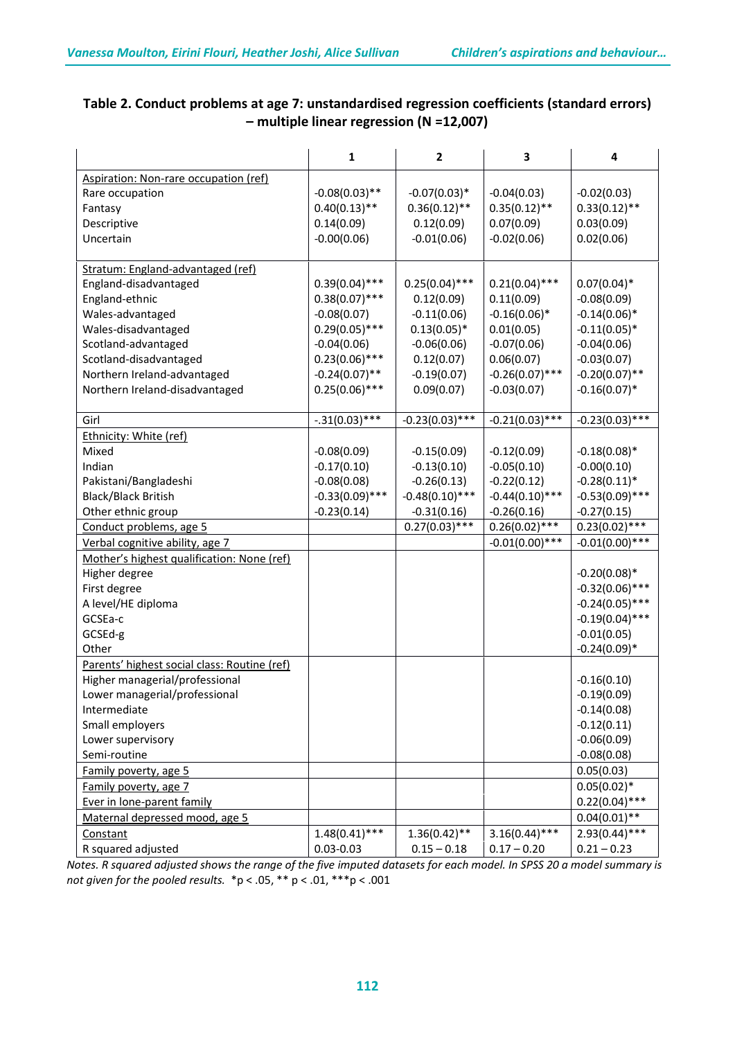**Table 2. Conduct problems at age 7: unstandardised regression coefficients (standard errors) – multiple linear regression (N =12,007)**

| | 1 | 2 | 3 | 4 |
|---|---|---|---|---|
| Aspiration: Non-rare occupation (ref) | | | | |
| Rare occupation | -0.08(0.03)** | -0.07(0.03)* | -0.04(0.03) | -0.02(0.03) |
| Fantasy | 0.40(0.13)** | 0.36(0.12)** | 0.35(0.12)** | 0.33(0.12)** |
| Descriptive | 0.14(0.09) | 0.12(0.09) | 0.07(0.09) | 0.03(0.09) |
| Uncertain | -0.00(0.06) | -0.01(0.06) | -0.02(0.06) | 0.02(0.06) |
| Stratum: England-advantaged (ref) | | | | |
| England-disadvantaged | 0.39(0.04)*** | 0.25(0.04)*** | 0.21(0.04)*** | 0.07(0.04)* |
| England-ethnic | 0.38(0.07)*** | 0.12(0.09) | 0.11(0.09) | -0.08(0.09) |
| Wales-advantaged | -0.08(0.07) | -0.11(0.06) | -0.16(0.06)* | -0.14(0.06)* |
| Wales-disadvantaged | 0.29(0.05)*** | 0.13(0.05)* | 0.01(0.05) | -0.11(0.05)* |
| Scotland-advantaged | -0.04(0.06) | -0.06(0.06) | -0.07(0.06) | -0.04(0.06) |
| Scotland-disadvantaged | 0.23(0.06)*** | 0.12(0.07) | 0.06(0.07) | -0.03(0.07) |
| Northern Ireland-advantaged | -0.24(0.07)** | -0.19(0.07) | -0.26(0.07)*** | -0.20(0.07)** |
| Northern Ireland-disadvantaged | 0.25(0.06)*** | 0.09(0.07) | -0.03(0.07) | -0.16(0.07)* |
| Girl | -.31(0.03)*** | -0.23(0.03)*** | -0.21(0.03)*** | -0.23(0.03)*** |
| Ethnicity: White (ref) | | | | |
| Mixed | -0.08(0.09) | -0.15(0.09) | -0.12(0.09) | -0.18(0.08)* |
| Indian | -0.17(0.10) | -0.13(0.10) | -0.05(0.10) | -0.00(0.10) |
| Pakistani/Bangladeshi | -0.08(0.08) | -0.26(0.13) | -0.22(0.12) | -0.28(0.11)* |
| Black/Black British | -0.33(0.09)*** | -0.48(0.10)*** | -0.44(0.10)*** | -0.53(0.09)*** |
| Other ethnic group | -0.23(0.14) | -0.31(0.16) | -0.26(0.16) | -0.27(0.15) |
| Conduct problems, age 5 | | 0.27(0.03)*** | 0.26(0.02)*** | 0.23(0.02)*** |
| Verbal cognitive ability, age 7 | | | -0.01(0.00)*** | -0.01(0.00)*** |
| Mother's highest qualification: None (ref) | | | | |
| Higher degree | | | | -0.20(0.08)* |
| First degree | | | | -0.32(0.06)*** |
| A level/HE diploma | | | | -0.24(0.05)*** |
| GCSEa-c | | | | -0.19(0.04)*** |
| GCSEd-g | | | | -0.01(0.05) |
| Other | | | | -0.24(0.09)* |
| Parents' highest social class: Routine (ref) | | | | |
| Higher managerial/professional | | | | -0.16(0.10) |
| Lower managerial/professional | | | | -0.19(0.09) |
| Intermediate | | | | -0.14(0.08) |
| Small employers | | | | -0.12(0.11) |
| Lower supervisory | | | | -0.06(0.09) |
| Semi-routine | | | | -0.08(0.08) |
| Family poverty, age 5 | | | | 0.05(0.03) |
| Family poverty, age 7 | | | | 0.05(0.02)* |
| Ever in lone-parent family | | | | 0.22(0.04)*** |
| Maternal depressed mood, age 5 | | | | 0.04(0.01)** |
| Constant | 1.48(0.41)*** | 1.36(0.42)** | 3.16(0.44)*** | 2.93(0.44)*** |
| R squared adjusted | 0.03-0.03 | 0.15 – 0.18 | 0.17 – 0.20 | 0.21 – 0.23 |

*Notes. R squared adjusted shows the range of the five imputed datasets for each model. In SPSS 20 a model summary is not given for the pooled results.* *p < .05, ** p < .01, ***p < .001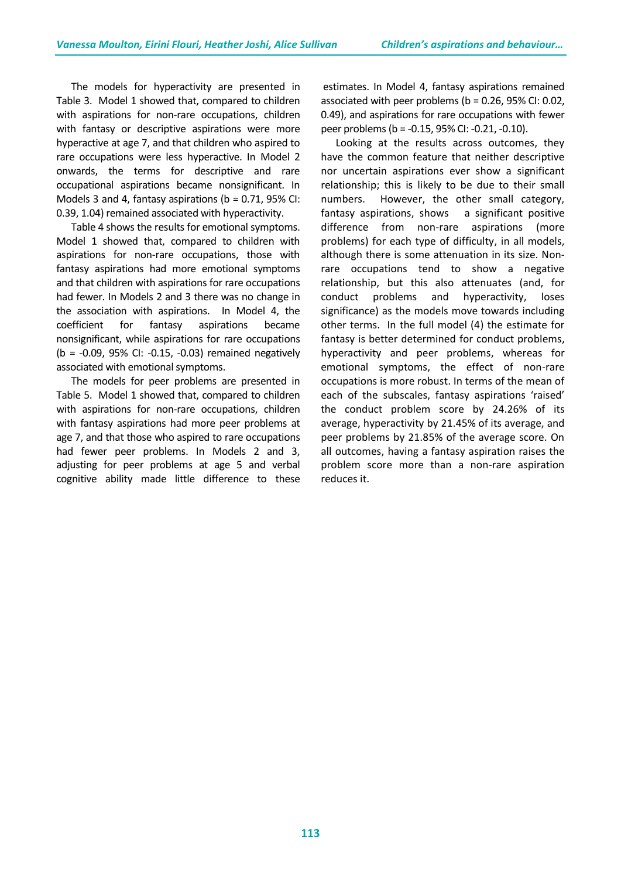The models for hyperactivity are presented in Table 3. Model 1 showed that, compared to children with aspirations for non-rare occupations, children with fantasy or descriptive aspirations were more hyperactive at age 7, and that children who aspired to rare occupations were less hyperactive. In Model 2 onwards, the terms for descriptive and rare occupational aspirations became nonsignificant. In Models 3 and 4, fantasy aspirations (b = 0.71, 95% CI: 0.39, 1.04) remained associated with hyperactivity.

Table 4 shows the results for emotional symptoms. Model 1 showed that, compared to children with aspirations for non-rare occupations, those with fantasy aspirations had more emotional symptoms and that children with aspirations for rare occupations had fewer. In Models 2 and 3 there was no change in the association with aspirations. In Model 4, the coefficient for fantasy aspirations became nonsignificant, while aspirations for rare occupations (b = -0.09, 95% CI: -0.15, -0.03) remained negatively associated with emotional symptoms.

The models for peer problems are presented in Table 5. Model 1 showed that, compared to children with aspirations for non-rare occupations, children with fantasy aspirations had more peer problems at age 7, and that those who aspired to rare occupations had fewer peer problems. In Models 2 and 3, adjusting for peer problems at age 5 and verbal cognitive ability made little difference to these estimates. In Model 4, fantasy aspirations remained associated with peer problems (b = 0.26, 95% CI: 0.02, 0.49), and aspirations for rare occupations with fewer peer problems (b = -0.15, 95% CI: -0.21, -0.10).

Looking at the results across outcomes, they have the common feature that neither descriptive nor uncertain aspirations ever show a significant relationship; this is likely to be due to their small numbers. However, the other small category, fantasy aspirations, shows a significant positive difference from non-rare aspirations (more problems) for each type of difficulty, in all models, although there is some attenuation in its size. Non-rare occupations tend to show a negative relationship, but this also attenuates (and, for conduct problems and hyperactivity, loses significance) as the models move towards including other terms. In the full model (4) the estimate for fantasy is better determined for conduct problems, hyperactivity and peer problems, whereas for emotional symptoms, the effect of non-rare occupations is more robust. In terms of the mean of each of the subscales, fantasy aspirations 'raised' the conduct problem score by 24.26% of its average, hyperactivity by 21.45% of its average, and peer problems by 21.85% of the average score. On all outcomes, having a fantasy aspiration raises the problem score more than a non-rare aspiration reduces it.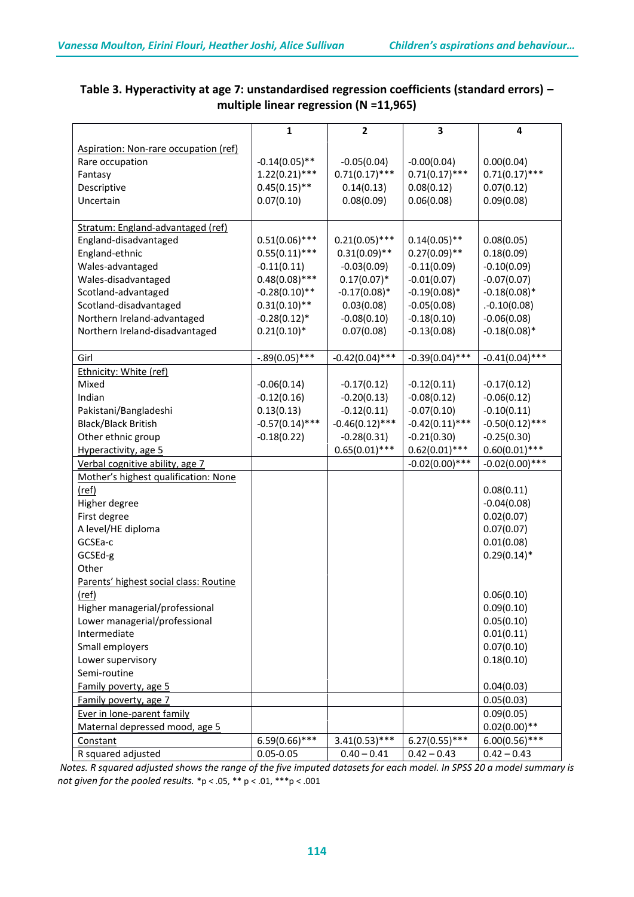**Table 3. Hyperactivity at age 7: unstandardised regression coefficients (standard errors) – multiple linear regression (N =11,965)**

| | 1 | 2 | 3 | 4 |
|---|---|---|---|---|
| Aspiration: Non-rare occupation (ref) | | | | |
| Rare occupation | -0.14(0.05)** | -0.05(0.04) | -0.00(0.04) | 0.00(0.04) |
| Fantasy | 1.22(0.21)*** | 0.71(0.17)*** | 0.71(0.17)*** | 0.71(0.17)*** |
| Descriptive | 0.45(0.15)** | 0.14(0.13) | 0.08(0.12) | 0.07(0.12) |
| Uncertain | 0.07(0.10) | 0.08(0.09) | 0.06(0.08) | 0.09(0.08) |
| Stratum: England-advantaged (ref) | | | | |
| England-disadvantaged | 0.51(0.06)*** | 0.21(0.05)*** | 0.14(0.05)** | 0.08(0.05) |
| England-ethnic | 0.55(0.11)*** | 0.31(0.09)** | 0.27(0.09)** | 0.18(0.09) |
| Wales-advantaged | -0.11(0.11) | -0.03(0.09) | -0.11(0.09) | -0.10(0.09) |
| Wales-disadvantaged | 0.48(0.08)*** | 0.17(0.07)* | -0.01(0.07) | -0.07(0.07) |
| Scotland-advantaged | -0.28(0.10)** | -0.17(0.08)* | -0.19(0.08)* | -0.18(0.08)* |
| Scotland-disadvantaged | 0.31(0.10)** | 0.03(0.08) | -0.05(0.08) | .-0.10(0.08) |
| Northern Ireland-advantaged | -0.28(0.12)* | -0.08(0.10) | -0.18(0.10) | -0.06(0.08) |
| Northern Ireland-disadvantaged | 0.21(0.10)* | 0.07(0.08) | -0.13(0.08) | -0.18(0.08)* |
| Girl | -.89(0.05)*** | -0.42(0.04)*** | -0.39(0.04)*** | -0.41(0.04)*** |
| Ethnicity: White (ref) | | | | |
| Mixed | -0.06(0.14) | -0.17(0.12) | -0.12(0.11) | -0.17(0.12) |
| Indian | -0.12(0.16) | -0.20(0.13) | -0.08(0.12) | -0.06(0.12) |
| Pakistani/Bangladeshi | 0.13(0.13) | -0.12(0.11) | -0.07(0.10) | -0.10(0.11) |
| Black/Black British | -0.57(0.14)*** | -0.46(0.12)*** | -0.42(0.11)*** | -0.50(0.12)*** |
| Other ethnic group | -0.18(0.22) | -0.28(0.31) | -0.21(0.30) | -0.25(0.30) |
| Hyperactivity, age 5 | | 0.65(0.01)*** | 0.62(0.01)*** | 0.60(0.01)*** |
| Verbal cognitive ability, age 7 | | | -0.02(0.00)*** | -0.02(0.00)*** |
| Mother's highest qualification: None | | | | |
| (ref) | | | | 0.08(0.11) |
| Higher degree | | | | -0.04(0.08) |
| First degree | | | | 0.02(0.07) |
| A level/HE diploma | | | | 0.07(0.07) |
| GCSEa-c | | | | 0.01(0.08) |
| GCSEd-g | | | | 0.29(0.14)* |
| Other | | | | |
| Parents' highest social class: Routine | | | | |
| (ref) | | | | 0.06(0.10) |
| Higher managerial/professional | | | | 0.09(0.10) |
| Lower managerial/professional | | | | 0.05(0.10) |
| Intermediate | | | | 0.01(0.11) |
| Small employers | | | | 0.07(0.10) |
| Lower supervisory | | | | 0.18(0.10) |
| Semi-routine | | | | |
| Family poverty, age 5 | | | | 0.04(0.03) |
| Family poverty, age 7 | | | | 0.05(0.03) |
| Ever in lone-parent family | | | | 0.09(0.05) |
| Maternal depressed mood, age 5 | | | | 0.02(0.00)** |
| Constant | 6.59(0.66)*** | 3.41(0.53)*** | 6.27(0.55)*** | 6.00(0.56)*** |
| R squared adjusted | 0.05-0.05 | 0.40 – 0.41 | 0.42 – 0.43 | 0.42 – 0.43 |

*Notes. R squared adjusted shows the range of the five imputed datasets for each model. In SPSS 20 a model summary is not given for the pooled results.* *p < .05, ** p < .01, ***p < .001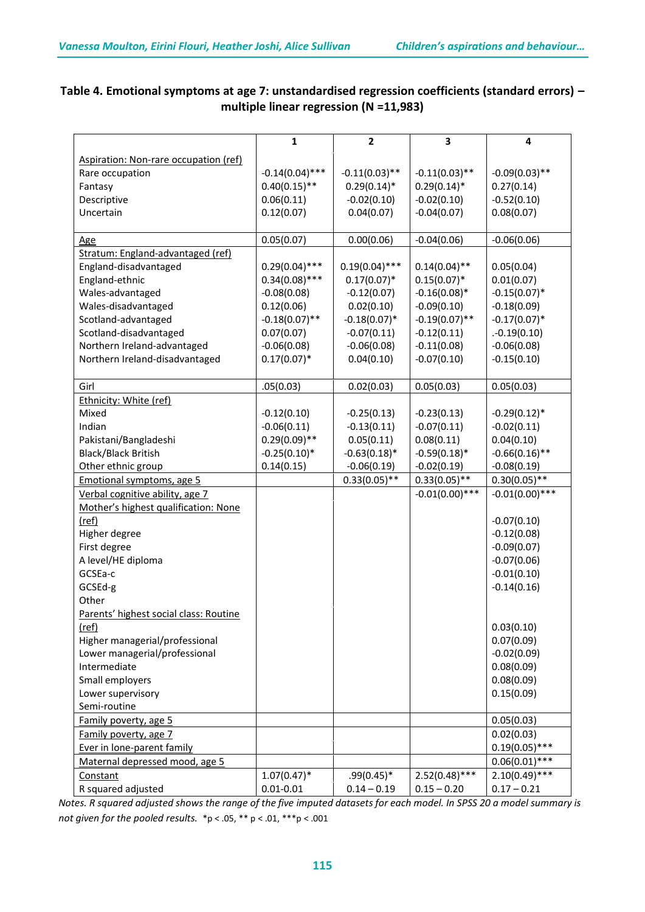**Table 4. Emotional symptoms at age 7: unstandardised regression coefficients (standard errors) – multiple linear regression (N =11,983)**

| | 1 | 2 | 3 | 4 |
|---|---|---|---|---|
| Aspiration: Non-rare occupation (ref) | | | | |
| Rare occupation | -0.14(0.04)*** | -0.11(0.03)** | -0.11(0.03)** | -0.09(0.03)** |
| Fantasy | 0.40(0.15)** | 0.29(0.14)* | 0.29(0.14)* | 0.27(0.14) |
| Descriptive | 0.06(0.11) | -0.02(0.10) | -0.02(0.10) | -0.52(0.10) |
| Uncertain | 0.12(0.07) | 0.04(0.07) | -0.04(0.07) | 0.08(0.07) |
| Age | 0.05(0.07) | 0.00(0.06) | -0.04(0.06) | -0.06(0.06) |
| Stratum: England-advantaged (ref) | | | | |
| England-disadvantaged | 0.29(0.04)*** | 0.19(0.04)*** | 0.14(0.04)** | 0.05(0.04) |
| England-ethnic | 0.34(0.08)*** | 0.17(0.07)* | 0.15(0.07)* | 0.01(0.07) |
| Wales-advantaged | -0.08(0.08) | -0.12(0.07) | -0.16(0.08)* | -0.15(0.07)* |
| Wales-disadvantaged | 0.12(0.06) | 0.02(0.10) | -0.09(0.10) | -0.18(0.09) |
| Scotland-advantaged | -0.18(0.07)** | -0.18(0.07)* | -0.19(0.07)** | -0.17(0.07)* |
| Scotland-disadvantaged | 0.07(0.07) | -0.07(0.11) | -0.12(0.11) | .-0.19(0.10) |
| Northern Ireland-advantaged | -0.06(0.08) | -0.06(0.08) | -0.11(0.08) | -0.06(0.08) |
| Northern Ireland-disadvantaged | 0.17(0.07)* | 0.04(0.10) | -0.07(0.10) | -0.15(0.10) |
| Girl | .05(0.03) | 0.02(0.03) | 0.05(0.03) | 0.05(0.03) |
| Ethnicity: White (ref) | | | | |
| Mixed | -0.12(0.10) | -0.25(0.13) | -0.23(0.13) | -0.29(0.12)* |
| Indian | -0.06(0.11) | -0.13(0.11) | -0.07(0.11) | -0.02(0.11) |
| Pakistani/Bangladeshi | 0.29(0.09)** | 0.05(0.11) | 0.08(0.11) | 0.04(0.10) |
| Black/Black British | -0.25(0.10)* | -0.63(0.18)* | -0.59(0.18)* | -0.66(0.16)** |
| Other ethnic group | 0.14(0.15) | -0.06(0.19) | -0.02(0.19) | -0.08(0.19) |
| Emotional symptoms, age 5 | | 0.33(0.05)** | 0.33(0.05)** | 0.30(0.05)** |
| Verbal cognitive ability, age 7 | | | -0.01(0.00)*** | -0.01(0.00)*** |
| Mother's highest qualification: None (ref) | | | | -0.07(0.10) |
| Higher degree | | | | -0.12(0.08) |
| First degree | | | | -0.09(0.07) |
| A level/HE diploma | | | | -0.07(0.06) |
| GCSEa-c | | | | -0.01(0.10) |
| GCSEd-g | | | | -0.14(0.16) |
| Other | | | | |
| Parents' highest social class: Routine (ref) | | | | 0.03(0.10) |
| Higher managerial/professional | | | | 0.07(0.09) |
| Lower managerial/professional | | | | -0.02(0.09) |
| Intermediate | | | | 0.08(0.09) |
| Small employers | | | | 0.08(0.09) |
| Lower supervisory | | | | 0.15(0.09) |
| Semi-routine | | | | |
| Family poverty, age 5 | | | | 0.05(0.03) |
| Family poverty, age 7 | | | | 0.02(0.03) |
| Ever in lone-parent family | | | | 0.19(0.05)*** |
| Maternal depressed mood, age 5 | | | | 0.06(0.01)*** |
| Constant | 1.07(0.47)* | .99(0.45)* | 2.52(0.48)*** | 2.10(0.49)*** |
| R squared adjusted | 0.01-0.01 | 0.14 – 0.19 | 0.15 – 0.20 | 0.17 – 0.21 |

*Notes. R squared adjusted shows the range of the five imputed datasets for each model. In SPSS 20 a model summary is not given for the pooled results.* *p < .05, ** p < .01, ***p < .001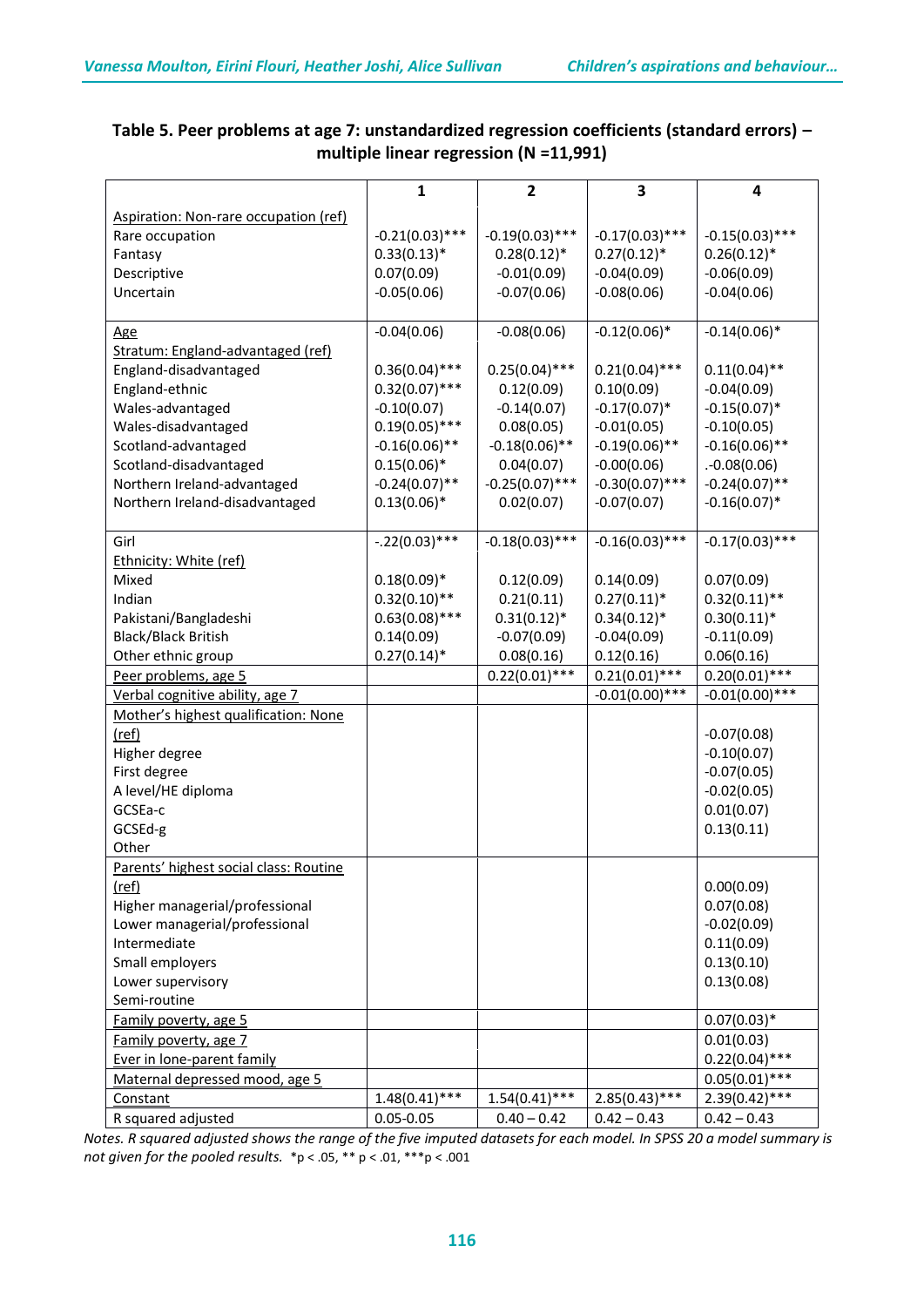### Table 5. Peer problems at age 7: unstandardized regression coefficients (standard errors) – multiple linear regression (N =11,991)

| | 1 | 2 | 3 | 4 |
|---|---|---|---|---|
| Aspiration: Non-rare occupation (ref) | | | | |
| Rare occupation | -0.21(0.03)*** | -0.19(0.03)*** | -0.17(0.03)*** | -0.15(0.03)*** |
| Fantasy | 0.33(0.13)* | 0.28(0.12)* | 0.27(0.12)* | 0.26(0.12)* |
| Descriptive | 0.07(0.09) | -0.01(0.09) | -0.04(0.09) | -0.06(0.09) |
| Uncertain | -0.05(0.06) | -0.07(0.06) | -0.08(0.06) | -0.04(0.06) |
| Age | -0.04(0.06) | -0.08(0.06) | -0.12(0.06)* | -0.14(0.06)* |
| Stratum: England-advantaged (ref) | | | | |
| England-disadvantaged | 0.36(0.04)*** | 0.25(0.04)*** | 0.21(0.04)*** | 0.11(0.04)** |
| England-ethnic | 0.32(0.07)*** | 0.12(0.09) | 0.10(0.09) | -0.04(0.09) |
| Wales-advantaged | -0.10(0.07) | -0.14(0.07) | -0.17(0.07)* | -0.15(0.07)* |
| Wales-disadvantaged | 0.19(0.05)*** | 0.08(0.05) | -0.01(0.05) | -0.10(0.05) |
| Scotland-advantaged | -0.16(0.06)** | -0.18(0.06)** | -0.19(0.06)** | -0.16(0.06)** |
| Scotland-disadvantaged | 0.15(0.06)* | 0.04(0.07) | -0.00(0.06) | .-0.08(0.06) |
| Northern Ireland-advantaged | -0.24(0.07)** | -0.25(0.07)*** | -0.30(0.07)*** | -0.24(0.07)** |
| Northern Ireland-disadvantaged | 0.13(0.06)* | 0.02(0.07) | -0.07(0.07) | -0.16(0.07)* |
| Girl | -.22(0.03)*** | -0.18(0.03)*** | -0.16(0.03)*** | -0.17(0.03)*** |
| Ethnicity: White (ref) | | | | |
| Mixed | 0.18(0.09)* | 0.12(0.09) | 0.14(0.09) | 0.07(0.09) |
| Indian | 0.32(0.10)** | 0.21(0.11) | 0.27(0.11)* | 0.32(0.11)** |
| Pakistani/Bangladeshi | 0.63(0.08)*** | 0.31(0.12)* | 0.34(0.12)* | 0.30(0.11)* |
| Black/Black British | 0.14(0.09) | -0.07(0.09) | -0.04(0.09) | -0.11(0.09) |
| Other ethnic group | 0.27(0.14)* | 0.08(0.16) | 0.12(0.16) | 0.06(0.16) |
| Peer problems, age 5 | | 0.22(0.01)*** | 0.21(0.01)*** | 0.20(0.01)*** |
| Verbal cognitive ability, age 7 | | | -0.01(0.00)*** | -0.01(0.00)*** |
| Mother's highest qualification: None (ref) | | | | |
| Higher degree | | | | -0.07(0.08) |
| First degree | | | | -0.10(0.07) |
| A level/HE diploma | | | | -0.07(0.05) |
| GCSEa-c | | | | -0.02(0.05) |
| GCSEd-g | | | | 0.01(0.07) |
| Other | | | | 0.13(0.11) |
| Parents' highest social class: Routine (ref) | | | | |
| Higher managerial/professional | | | | 0.00(0.09) |
| Lower managerial/professional | | | | 0.07(0.08) |
| Intermediate | | | | -0.02(0.09) |
| Small employers | | | | 0.11(0.09) |
| Lower supervisory | | | | 0.13(0.10) |
| Semi-routine | | | | 0.13(0.08) |
| Family poverty, age 5 | | | | 0.07(0.03)* |
| Family poverty, age 7 | | | | 0.01(0.03) |
| Ever in lone-parent family | | | | 0.22(0.04)*** |
| Maternal depressed mood, age 5 | | | | 0.05(0.01)*** |
| Constant | 1.48(0.41)*** | 1.54(0.41)*** | 2.85(0.43)*** | 2.39(0.42)*** |
| R squared adjusted | 0.05-0.05 | 0.40 – 0.42 | 0.42 – 0.43 | 0.42 – 0.43 |

*Notes. R squared adjusted shows the range of the five imputed datasets for each model. In SPSS 20 a model summary is not given for the pooled results.* *p < .05, ** p < .01, ***p < .001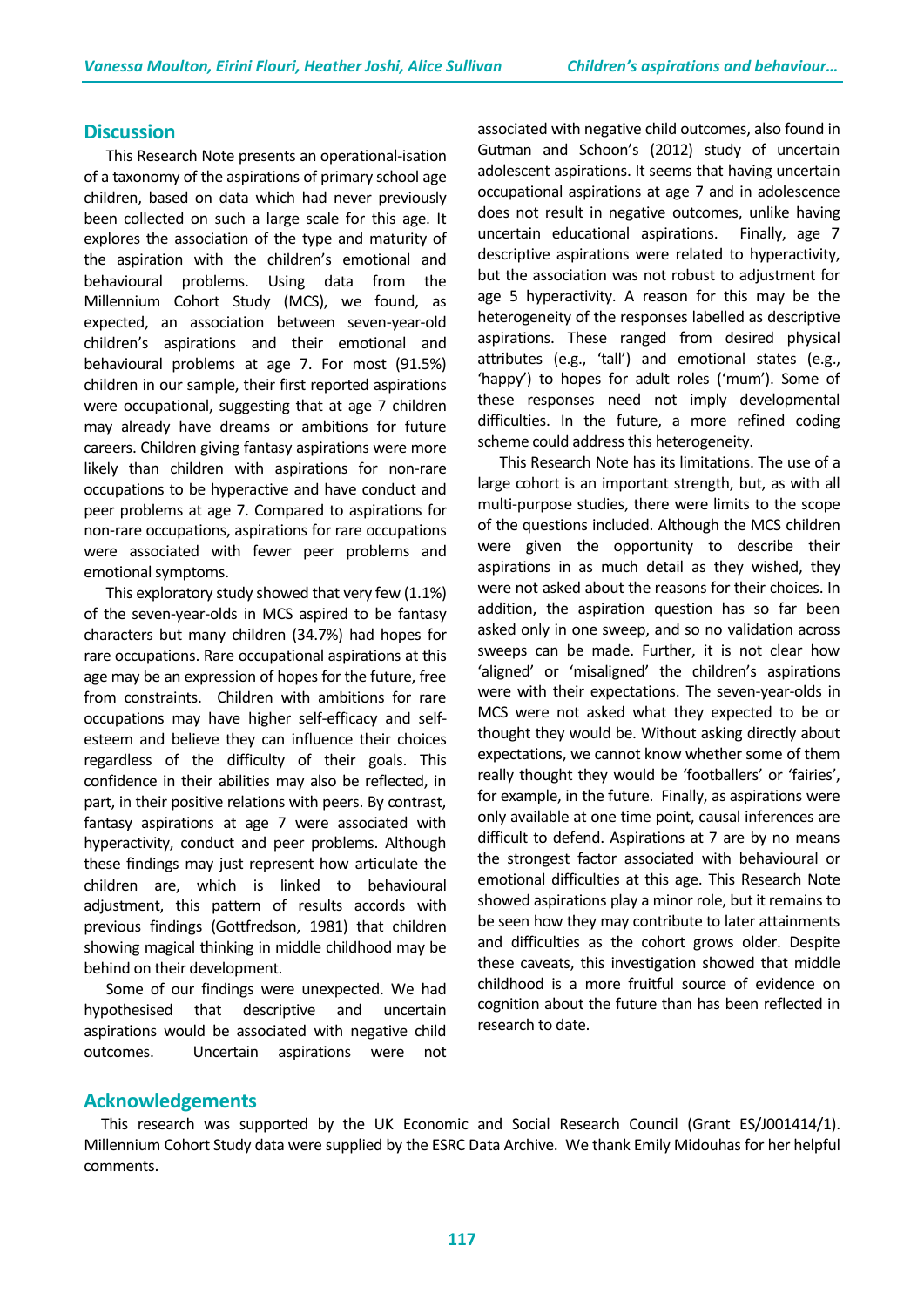## Discussion

This Research Note presents an operational-isation of a taxonomy of the aspirations of primary school age children, based on data which had never previously been collected on such a large scale for this age. It explores the association of the type and maturity of the aspiration with the children's emotional and behavioural problems. Using data from the Millennium Cohort Study (MCS), we found, as expected, an association between seven-year-old children's aspirations and their emotional and behavioural problems at age 7. For most (91.5%) children in our sample, their first reported aspirations were occupational, suggesting that at age 7 children may already have dreams or ambitions for future careers. Children giving fantasy aspirations were more likely than children with aspirations for non-rare occupations to be hyperactive and have conduct and peer problems at age 7. Compared to aspirations for non-rare occupations, aspirations for rare occupations were associated with fewer peer problems and emotional symptoms.

This exploratory study showed that very few (1.1%) of the seven-year-olds in MCS aspired to be fantasy characters but many children (34.7%) had hopes for rare occupations. Rare occupational aspirations at this age may be an expression of hopes for the future, free from constraints. Children with ambitions for rare occupations may have higher self-efficacy and self-esteem and believe they can influence their choices regardless of the difficulty of their goals. This confidence in their abilities may also be reflected, in part, in their positive relations with peers. By contrast, fantasy aspirations at age 7 were associated with hyperactivity, conduct and peer problems. Although these findings may just represent how articulate the children are, which is linked to behavioural adjustment, this pattern of results accords with previous findings (Gottfredson, 1981) that children showing magical thinking in middle childhood may be behind on their development.

Some of our findings were unexpected. We had hypothesised that descriptive and uncertain aspirations would be associated with negative child outcomes. Uncertain aspirations were not associated with negative child outcomes, also found in Gutman and Schoon's (2012) study of uncertain adolescent aspirations. It seems that having uncertain occupational aspirations at age 7 and in adolescence does not result in negative outcomes, unlike having uncertain educational aspirations. Finally, age 7 descriptive aspirations were related to hyperactivity, but the association was not robust to adjustment for age 5 hyperactivity. A reason for this may be the heterogeneity of the responses labelled as descriptive aspirations. These ranged from desired physical attributes (e.g., 'tall') and emotional states (e.g., 'happy') to hopes for adult roles ('mum'). Some of these responses need not imply developmental difficulties. In the future, a more refined coding scheme could address this heterogeneity.

This Research Note has its limitations. The use of a large cohort is an important strength, but, as with all multi-purpose studies, there were limits to the scope of the questions included. Although the MCS children were given the opportunity to describe their aspirations in as much detail as they wished, they were not asked about the reasons for their choices. In addition, the aspiration question has so far been asked only in one sweep, and so no validation across sweeps can be made. Further, it is not clear how 'aligned' or 'misaligned' the children's aspirations were with their expectations. The seven-year-olds in MCS were not asked what they expected to be or thought they would be. Without asking directly about expectations, we cannot know whether some of them really thought they would be 'footballers' or 'fairies', for example, in the future. Finally, as aspirations were only available at one time point, causal inferences are difficult to defend. Aspirations at 7 are by no means the strongest factor associated with behavioural or emotional difficulties at this age. This Research Note showed aspirations play a minor role, but it remains to be seen how they may contribute to later attainments and difficulties as the cohort grows older. Despite these caveats, this investigation showed that middle childhood is a more fruitful source of evidence on cognition about the future than has been reflected in research to date.

## Acknowledgements

This research was supported by the UK Economic and Social Research Council (Grant ES/J001414/1). Millennium Cohort Study data were supplied by the ESRC Data Archive. We thank Emily Midouhas for her helpful comments.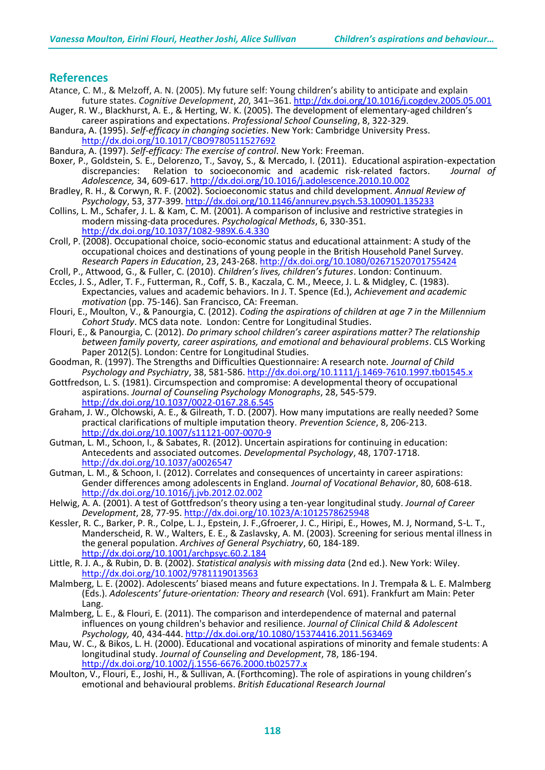## References

Atance, C. M., & Melzoff, A. N. (2005). My future self: Young children's ability to anticipate and explain future states. *Cognitive Development*, *20*, 341–361. http://dx.doi.org/10.1016/j.cogdev.2005.05.001

Auger, R. W., Blackhurst, A. E., & Herting, W. K. (2005). The development of elementary-aged children's career aspirations and expectations. *Professional School Counseling*, 8, 322-329.

Bandura, A. (1995). *Self-efficacy in changing societies*. New York: Cambridge University Press. http://dx.doi.org/10.1017/CBO9780511527692

Bandura, A. (1997). *Self-efficacy: The exercise of control*. New York: Freeman.

Boxer, P., Goldstein, S. E., Delorenzo, T., Savoy, S., & Mercado, I. (2011). Educational aspiration-expectation discrepancies: Relation to socioeconomic and academic risk-related factors. *Journal of Adolescence,* 34, 609-617. http://dx.doi.org/10.1016/j.adolescence.2010.10.002

Bradley, R. H., & Corwyn, R. F. (2002). Socioeconomic status and child development. *Annual Review of Psychology*, 53, 377-399. http://dx.doi.org/10.1146/annurev.psych.53.100901.135233

Collins, L. M., Schafer, J. L. & Kam, C. M. (2001). A comparison of inclusive and restrictive strategies in modern missing-data procedures. *Psychological Methods*, 6, 330-351. http://dx.doi.org/10.1037/1082-989X.6.4.330

Croll, P. (2008). Occupational choice, socio-economic status and educational attainment: A study of the occupational choices and destinations of young people in the British Household Panel Survey. *Research Papers in Education*, 23, 243-268. http://dx.doi.org/10.1080/02671520701755424

Croll, P., Attwood, G., & Fuller, C. (2010). *Children's lives, children's futures*. London: Continuum.

Eccles, J. S., Adler, T. F., Futterman, R., Coff, S. B., Kaczala, C. M., Meece, J. L. & Midgley, C. (1983). Expectancies, values and academic behaviors. In J. T. Spence (Ed.), *Achievement and academic motivation* (pp. 75-146). San Francisco, CA: Freeman.

Flouri, E., Moulton, V., & Panourgia, C. (2012). *Coding the aspirations of children at age 7 in the Millennium Cohort Study*. MCS data note. London: Centre for Longitudinal Studies.

Flouri, E., & Panourgia, C. (2012). *Do primary school children's career aspirations matter? The relationship between family poverty, career aspirations, and emotional and behavioural problems*. CLS Working Paper 2012(5). London: Centre for Longitudinal Studies.

Goodman, R. (1997). The Strengths and Difficulties Questionnaire: A research note. *Journal of Child Psychology and Psychiatry*, 38, 581-586. http://dx.doi.org/10.1111/j.1469-7610.1997.tb01545.x

Gottfredson, L. S. (1981). Circumspection and compromise: A developmental theory of occupational aspirations. *Journal of Counseling Psychology Monographs*, 28, 545-579. http://dx.doi.org/10.1037/0022-0167.28.6.545

Graham, J. W., Olchowski, A. E., & Gilreath, T. D. (2007). How many imputations are really needed? Some practical clarifications of multiple imputation theory. *Prevention Science*, 8, 206-213. http://dx.doi.org/10.1007/s11121-007-0070-9

Gutman, L. M., Schoon, I., & Sabates, R. (2012). Uncertain aspirations for continuing in education: Antecedents and associated outcomes. *Developmental Psychology*, 48, 1707-1718. http://dx.doi.org/10.1037/a0026547

Gutman, L. M., & Schoon, I. (2012). Correlates and consequences of uncertainty in career aspirations: Gender differences among adolescents in England. *Journal of Vocational Behavior*, 80, 608-618. http://dx.doi.org/10.1016/j.jvb.2012.02.002

Helwig, A. A. (2001). A test of Gottfredson's theory using a ten-year longitudinal study. *Journal of Career Development*, 28, 77-95. http://dx.doi.org/10.1023/A:1012578625948

Kessler, R. C., Barker, P. R., Colpe, L. J., Epstein, J. F.,Gfroerer, J. C., Hiripi, E., Howes, M. J, Normand, S-L. T., Manderscheid, R. W., Walters, E. E., & Zaslavsky, A. M. (2003). Screening for serious mental illness in the general population. *Archives of General Psychiatry*, 60, 184-189. http://dx.doi.org/10.1001/archpsyc.60.2.184

Little, R. J. A., & Rubin, D. B. (2002). *Statistical analysis with missing data* (2nd ed.). New York: Wiley. http://dx.doi.org/10.1002/9781119013563

Malmberg, L. E. (2002). Adolescents' biased means and future expectations. In J. Trempała & L. E. Malmberg (Eds.). *Adolescents' future-orientation: Theory and research* (Vol. 691). Frankfurt am Main: Peter Lang.

Malmberg, L. E., & Flouri, E. (2011). The comparison and interdependence of maternal and paternal influences on young children's behavior and resilience. *Journal of Clinical Child & Adolescent Psychology,* 40, 434-444. http://dx.doi.org/10.1080/15374416.2011.563469

Mau, W. C., & Bikos, L. H. (2000). Educational and vocational aspirations of minority and female students: A longitudinal study. *Journal of Counseling and Development*, 78, 186-194. http://dx.doi.org/10.1002/j.1556-6676.2000.tb02577.x

Moulton, V., Flouri, E., Joshi, H., & Sullivan, A. (Forthcoming). The role of aspirations in young children's emotional and behavioural problems. *British Educational Research Journal*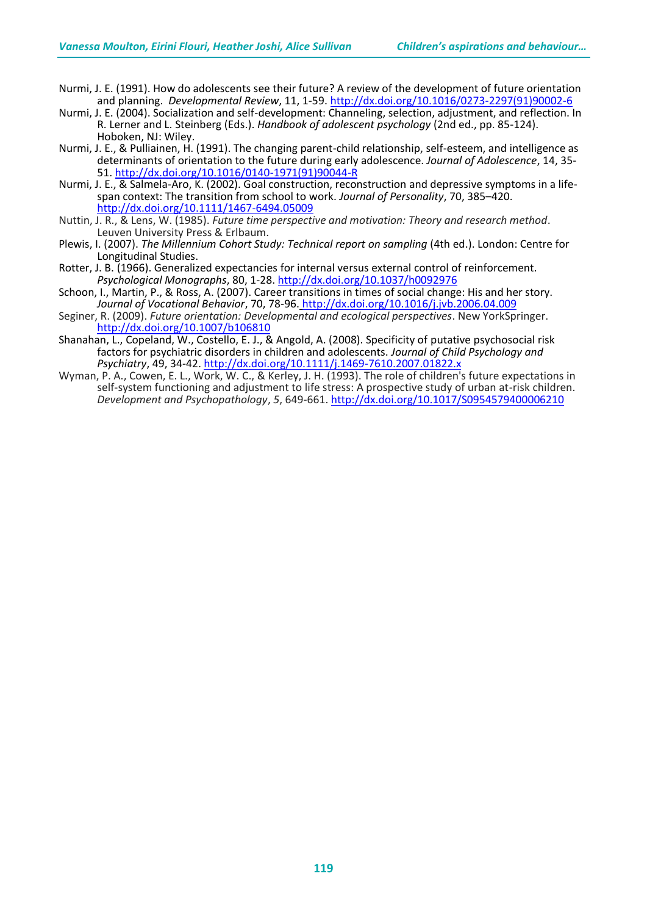Nurmi, J. E. (1991). How do adolescents see their future? A review of the development of future orientation and planning. *Developmental Review*, 11, 1-59. http://dx.doi.org/10.1016/0273-2297(91)90002-6

Nurmi, J. E. (2004). Socialization and self-development: Channeling, selection, adjustment, and reflection. In R. Lerner and L. Steinberg (Eds.). *Handbook of adolescent psychology* (2nd ed., pp. 85-124). Hoboken, NJ: Wiley.

Nurmi, J. E., & Pulliainen, H. (1991). The changing parent-child relationship, self-esteem, and intelligence as determinants of orientation to the future during early adolescence. *Journal of Adolescence*, 14, 35-51. http://dx.doi.org/10.1016/0140-1971(91)90044-R

Nurmi, J. E., & Salmela-Aro, K. (2002). Goal construction, reconstruction and depressive symptoms in a life-span context: The transition from school to work. *Journal of Personality*, 70, 385–420. http://dx.doi.org/10.1111/1467-6494.05009

Nuttin, J. R., & Lens, W. (1985). *Future time perspective and motivation: Theory and research method*. Leuven University Press & Erlbaum.

Plewis, I. (2007). *The Millennium Cohort Study: Technical report on sampling* (4th ed.). London: Centre for Longitudinal Studies.

Rotter, J. B. (1966). Generalized expectancies for internal versus external control of reinforcement. *Psychological Monographs*, 80, 1-28. http://dx.doi.org/10.1037/h0092976

Schoon, I., Martin, P., & Ross, A. (2007). Career transitions in times of social change: His and her story. *Journal of Vocational Behavior*, 70, 78-96. http://dx.doi.org/10.1016/j.jvb.2006.04.009

Seginer, R. (2009). *Future orientation: Developmental and ecological perspectives*. New YorkSpringer. http://dx.doi.org/10.1007/b106810

Shanahan, L., Copeland, W., Costello, E. J., & Angold, A. (2008). Specificity of putative psychosocial risk factors for psychiatric disorders in children and adolescents. *Journal of Child Psychology and Psychiatry*, 49, 34-42. http://dx.doi.org/10.1111/j.1469-7610.2007.01822.x

Wyman, P. A., Cowen, E. L., Work, W. C., & Kerley, J. H. (1993). The role of children's future expectations in self-system functioning and adjustment to life stress: A prospective study of urban at-risk children. *Development and Psychopathology*, *5*, 649-661. http://dx.doi.org/10.1017/S0954579400006210